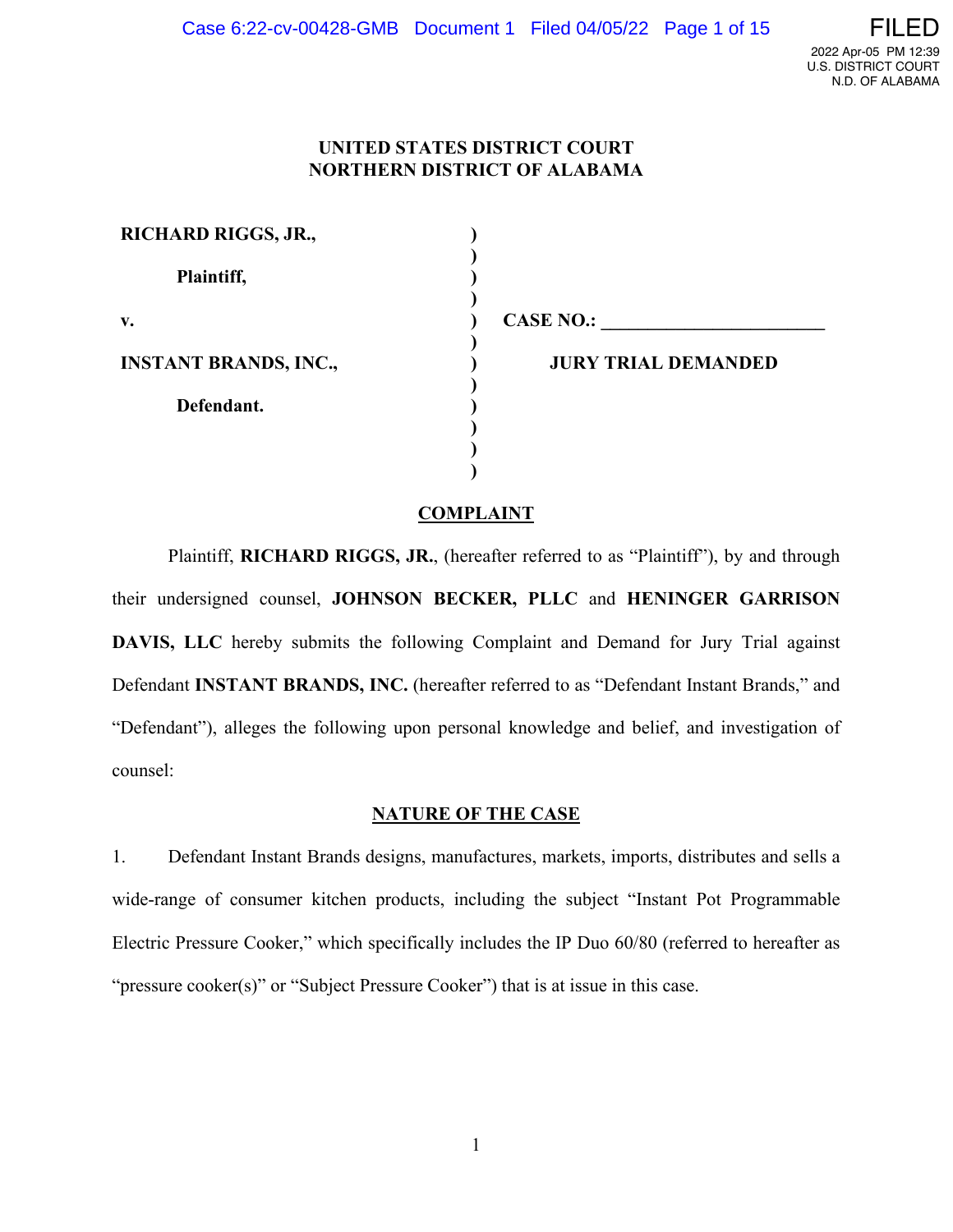**UNITED STATES DISTRICT COURT**
**NORTHERN DISTRICT OF ALABAMA**

| | | |
|---|---|---|
| **RICHARD RIGGS, JR.,** | ) | |
| **Plaintiff,** | ) | |
| **v.** | ) | **CASE NO.: ________________________** |
| **INSTANT BRANDS, INC.,** | ) | **JURY TRIAL DEMANDED** |
| **Defendant.** | ) | |

## COMPLAINT

Plaintiff, **RICHARD RIGGS, JR.**, (hereafter referred to as "Plaintiff"), by and through their undersigned counsel, **JOHNSON BECKER, PLLC** and **HENINGER GARRISON DAVIS, LLC** hereby submits the following Complaint and Demand for Jury Trial against Defendant **INSTANT BRANDS, INC.** (hereafter referred to as "Defendant Instant Brands," and "Defendant"), alleges the following upon personal knowledge and belief, and investigation of counsel:

## NATURE OF THE CASE

1. Defendant Instant Brands designs, manufactures, markets, imports, distributes and sells a wide-range of consumer kitchen products, including the subject "Instant Pot Programmable Electric Pressure Cooker," which specifically includes the IP Duo 60/80 (referred to hereafter as "pressure cooker(s)" or "Subject Pressure Cooker") that is at issue in this case.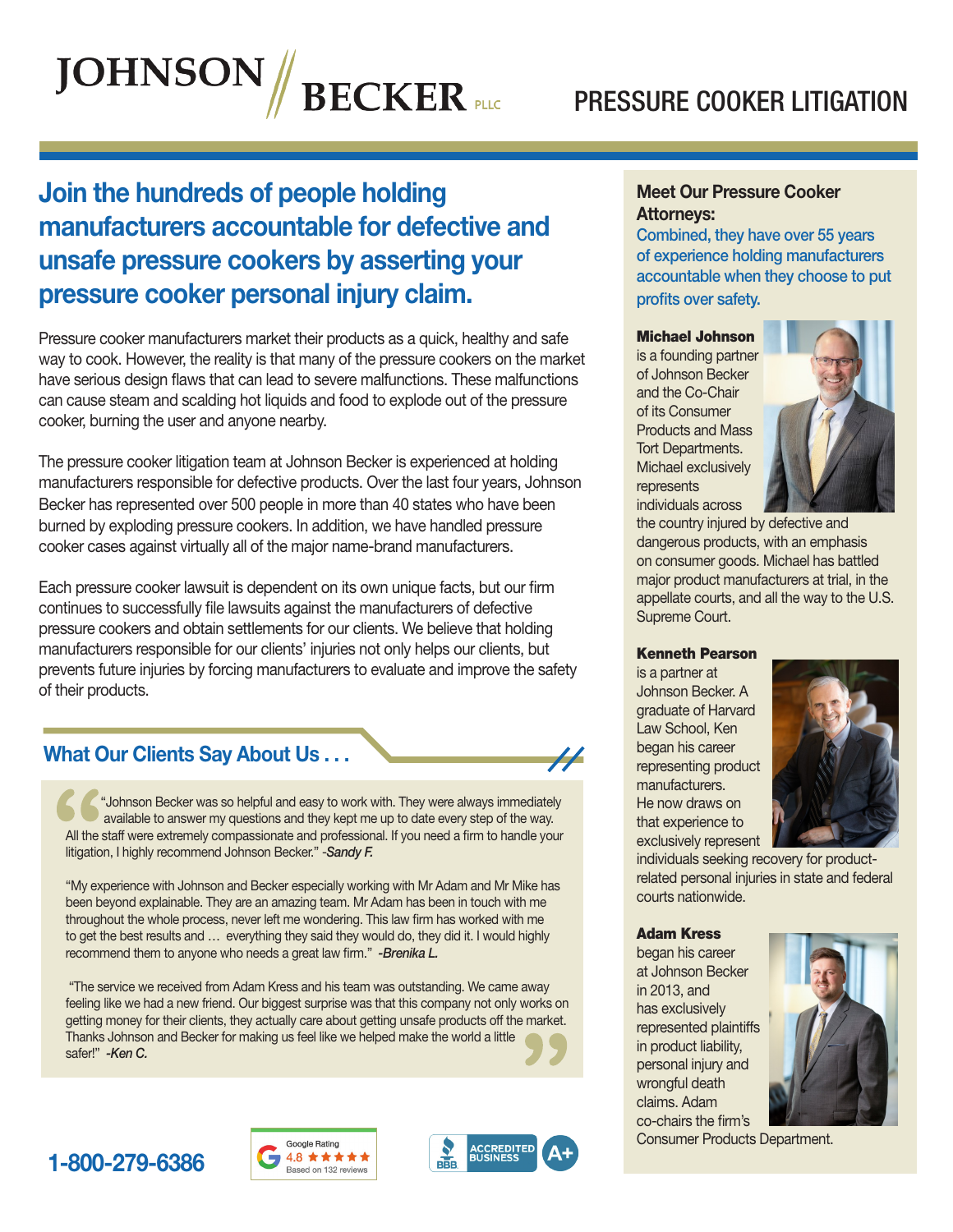# JOHNSON // BECKER PLLC

# PRESSURE COOKER LITIGATION

## Join the hundreds of people holding manufacturers accountable for defective and unsafe pressure cookers by asserting your pressure cooker personal injury claim.

Pressure cooker manufacturers market their products as a quick, healthy and safe way to cook. However, the reality is that many of the pressure cookers on the market have serious design flaws that can lead to severe malfunctions. These malfunctions can cause steam and scalding hot liquids and food to explode out of the pressure cooker, burning the user and anyone nearby.

The pressure cooker litigation team at Johnson Becker is experienced at holding manufacturers responsible for defective products. Over the last four years, Johnson Becker has represented over 500 people in more than 40 states who have been burned by exploding pressure cookers. In addition, we have handled pressure cooker cases against virtually all of the major name-brand manufacturers.

Each pressure cooker lawsuit is dependent on its own unique facts, but our firm continues to successfully file lawsuits against the manufacturers of defective pressure cookers and obtain settlements for our clients. We believe that holding manufacturers responsible for our clients' injuries not only helps our clients, but prevents future injuries by forcing manufacturers to evaluate and improve the safety of their products.

### What Our Clients Say About Us . . .

"Johnson Becker was so helpful and easy to work with. They were always immediately available to answer my questions and they kept me up to date every step of the way. All the staff were extremely compassionate and professional. If you need a firm to handle your litigation, I highly recommend Johnson Becker." *-Sandy F.*

"My experience with Johnson and Becker especially working with Mr Adam and Mr Mike has been beyond explainable. They are an amazing team. Mr Adam has been in touch with me throughout the whole process, never left me wondering. This law firm has worked with me to get the best results and … everything they said they would do, they did it. I would highly recommend them to anyone who needs a great law firm." *-Brenika L.*

"The service we received from Adam Kress and his team was outstanding. We came away feeling like we had a new friend. Our biggest surprise was that this company not only works on getting money for their clients, they actually care about getting unsafe products off the market. Thanks Johnson and Becker for making us feel like we helped make the world a little safer!" *-Ken C.*

**1-800-279-6386**

Google Rating 4.8 ★★★★★ Based on 132 reviews

BBB ACCREDITED BUSINESS A+

### Meet Our Pressure Cooker Attorneys:

Combined, they have over 55 years of experience holding manufacturers accountable when they choose to put profits over safety.

**Michael Johnson** is a founding partner of Johnson Becker and the Co-Chair of its Consumer Products and Mass Tort Departments. Michael exclusively represents individuals across the country injured by defective and dangerous products, with an emphasis on consumer goods. Michael has battled major product manufacturers at trial, in the appellate courts, and all the way to the U.S. Supreme Court.

**Kenneth Pearson** is a partner at Johnson Becker. A graduate of Harvard Law School, Ken began his career representing product manufacturers. He now draws on that experience to exclusively represent individuals seeking recovery for product-related personal injuries in state and federal courts nationwide.

**Adam Kress** began his career at Johnson Becker in 2013, and has exclusively represented plaintiffs in product liability, personal injury and wrongful death claims. Adam co-chairs the firm's Consumer Products Department.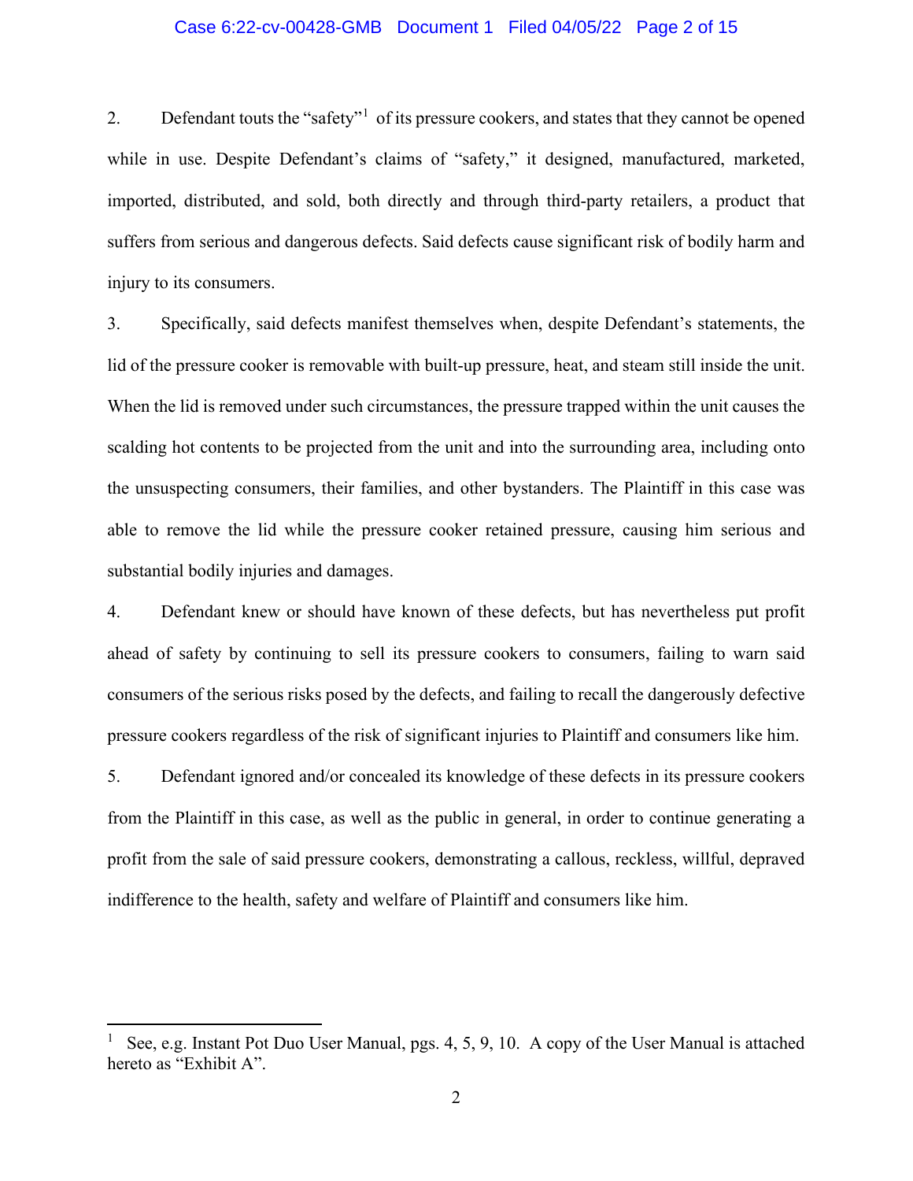2. Defendant touts the "safety"[1] of its pressure cookers, and states that they cannot be opened while in use. Despite Defendant's claims of "safety," it designed, manufactured, marketed, imported, distributed, and sold, both directly and through third-party retailers, a product that suffers from serious and dangerous defects. Said defects cause significant risk of bodily harm and injury to its consumers.

3. Specifically, said defects manifest themselves when, despite Defendant's statements, the lid of the pressure cooker is removable with built-up pressure, heat, and steam still inside the unit. When the lid is removed under such circumstances, the pressure trapped within the unit causes the scalding hot contents to be projected from the unit and into the surrounding area, including onto the unsuspecting consumers, their families, and other bystanders. The Plaintiff in this case was able to remove the lid while the pressure cooker retained pressure, causing him serious and substantial bodily injuries and damages.

4. Defendant knew or should have known of these defects, but has nevertheless put profit ahead of safety by continuing to sell its pressure cookers to consumers, failing to warn said consumers of the serious risks posed by the defects, and failing to recall the dangerously defective pressure cookers regardless of the risk of significant injuries to Plaintiff and consumers like him.

5. Defendant ignored and/or concealed its knowledge of these defects in its pressure cookers from the Plaintiff in this case, as well as the public in general, in order to continue generating a profit from the sale of said pressure cookers, demonstrating a callous, reckless, willful, depraved indifference to the health, safety and welfare of Plaintiff and consumers like him.

---

[1] See, e.g. Instant Pot Duo User Manual, pgs. 4, 5, 9, 10. A copy of the User Manual is attached hereto as "Exhibit A".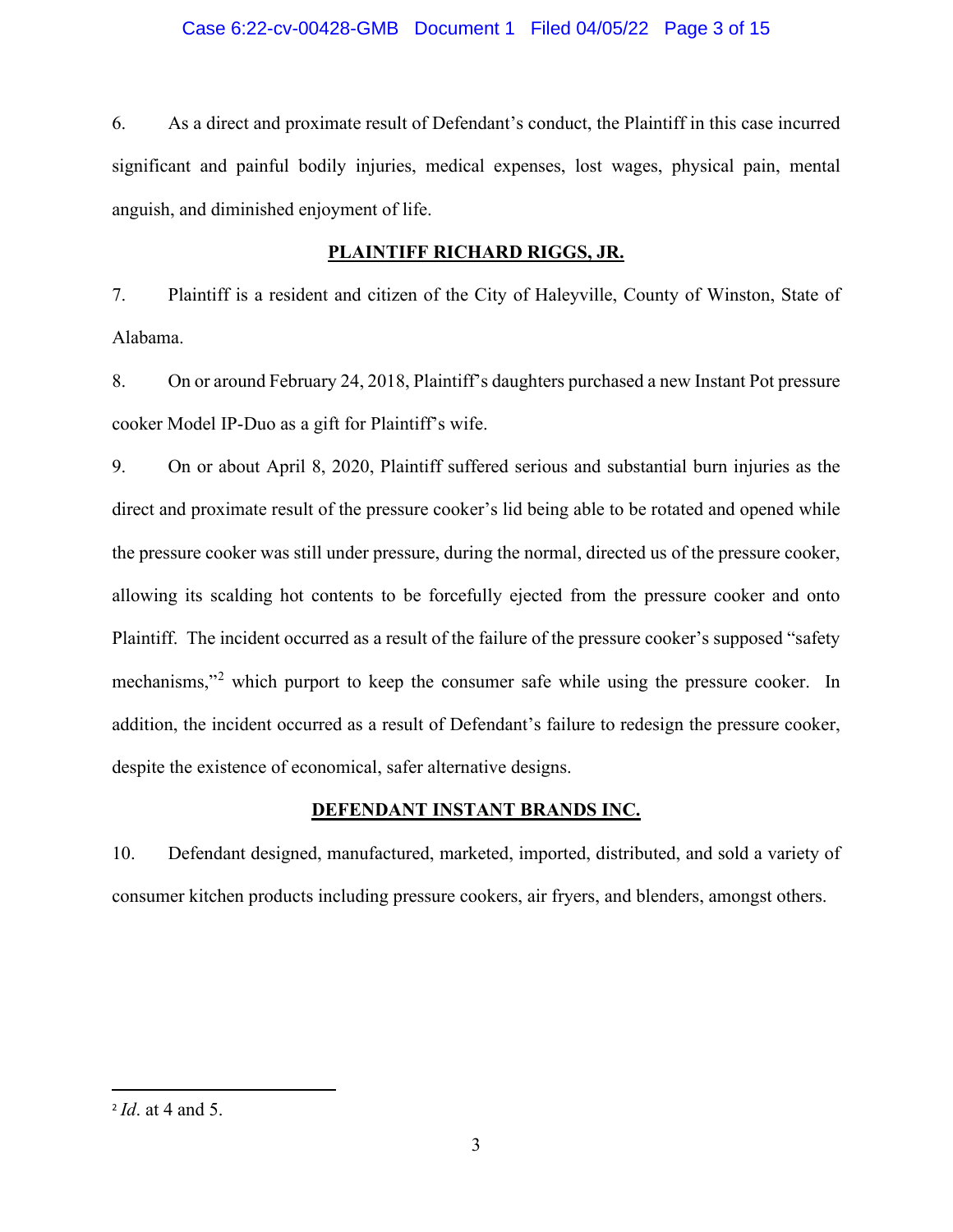6. As a direct and proximate result of Defendant's conduct, the Plaintiff in this case incurred significant and painful bodily injuries, medical expenses, lost wages, physical pain, mental anguish, and diminished enjoyment of life.

## PLAINTIFF RICHARD RIGGS, JR.

7. Plaintiff is a resident and citizen of the City of Haleyville, County of Winston, State of Alabama.

8. On or around February 24, 2018, Plaintiff's daughters purchased a new Instant Pot pressure cooker Model IP-Duo as a gift for Plaintiff's wife.

9. On or about April 8, 2020, Plaintiff suffered serious and substantial burn injuries as the direct and proximate result of the pressure cooker's lid being able to be rotated and opened while the pressure cooker was still under pressure, during the normal, directed us of the pressure cooker, allowing its scalding hot contents to be forcefully ejected from the pressure cooker and onto Plaintiff. The incident occurred as a result of the failure of the pressure cooker's supposed "safety mechanisms,"[2] which purport to keep the consumer safe while using the pressure cooker. In addition, the incident occurred as a result of Defendant's failure to redesign the pressure cooker, despite the existence of economical, safer alternative designs.

## DEFENDANT INSTANT BRANDS INC.

10. Defendant designed, manufactured, marketed, imported, distributed, and sold a variety of consumer kitchen products including pressure cookers, air fryers, and blenders, amongst others.

---

[2] *Id*. at 4 and 5.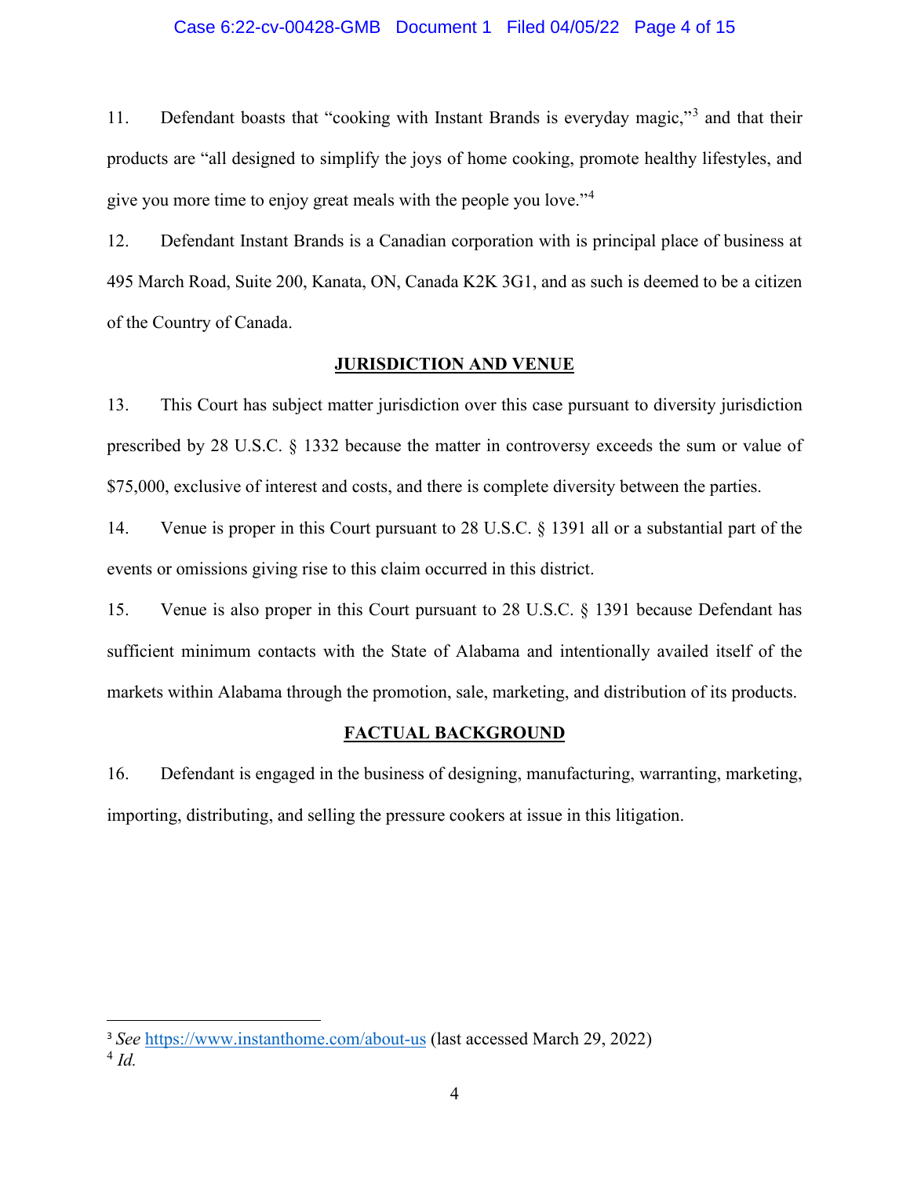11. Defendant boasts that "cooking with Instant Brands is everyday magic,"[3] and that their products are "all designed to simplify the joys of home cooking, promote healthy lifestyles, and give you more time to enjoy great meals with the people you love."[4]

12. Defendant Instant Brands is a Canadian corporation with is principal place of business at 495 March Road, Suite 200, Kanata, ON, Canada K2K 3G1, and as such is deemed to be a citizen of the Country of Canada.

## JURISDICTION AND VENUE

13. This Court has subject matter jurisdiction over this case pursuant to diversity jurisdiction prescribed by 28 U.S.C. § 1332 because the matter in controversy exceeds the sum or value of $75,000, exclusive of interest and costs, and there is complete diversity between the parties.

14. Venue is proper in this Court pursuant to 28 U.S.C. § 1391 all or a substantial part of the events or omissions giving rise to this claim occurred in this district.

15. Venue is also proper in this Court pursuant to 28 U.S.C. § 1391 because Defendant has sufficient minimum contacts with the State of Alabama and intentionally availed itself of the markets within Alabama through the promotion, sale, marketing, and distribution of its products.

## FACTUAL BACKGROUND

16. Defendant is engaged in the business of designing, manufacturing, warranting, marketing, importing, distributing, and selling the pressure cookers at issue in this litigation.

---

[3] *See* https://www.instanthome.com/about-us (last accessed March 29, 2022)

[4] *Id.*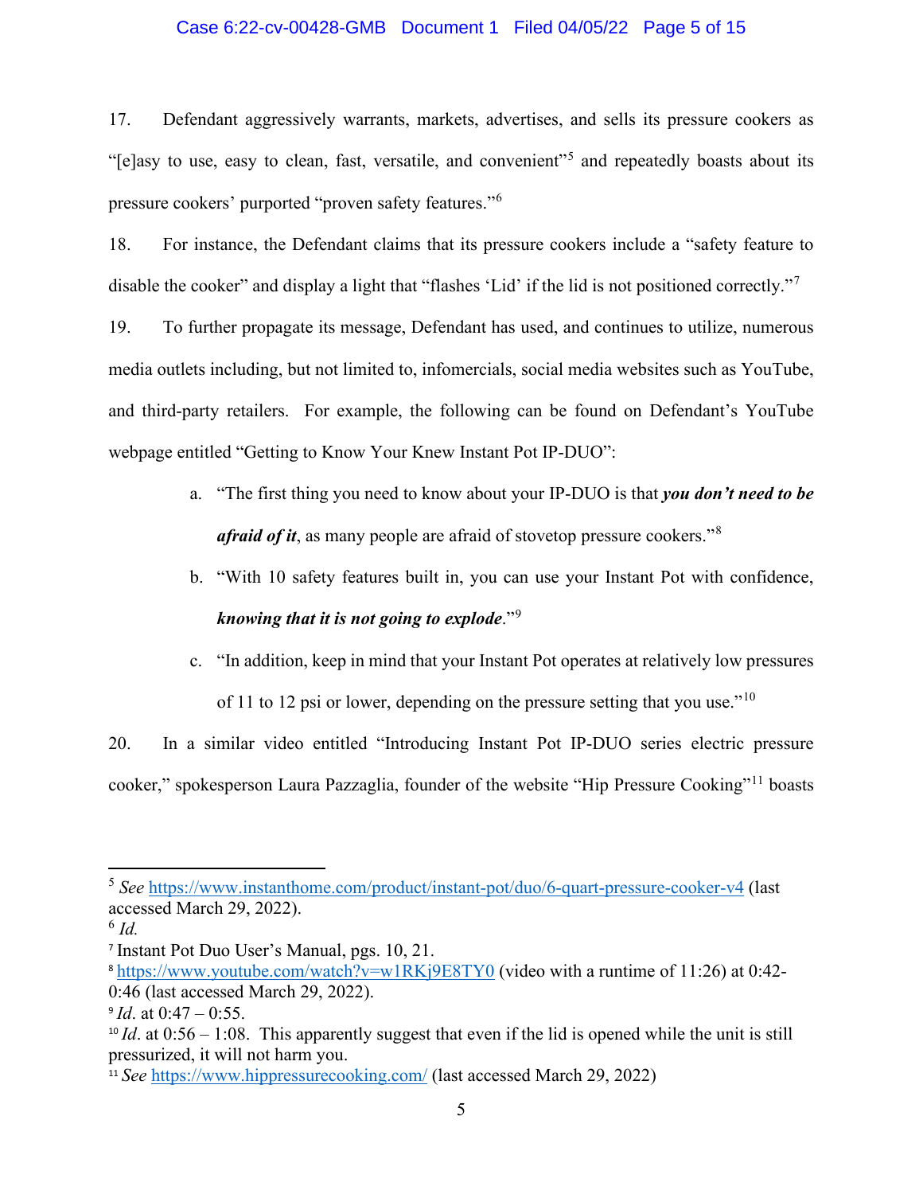17. Defendant aggressively warrants, markets, advertises, and sells its pressure cookers as "[e]asy to use, easy to clean, fast, versatile, and convenient"[5] and repeatedly boasts about its pressure cookers' purported "proven safety features."[6]

18. For instance, the Defendant claims that its pressure cookers include a "safety feature to disable the cooker" and display a light that "flashes 'Lid' if the lid is not positioned correctly."[7]

19. To further propagate its message, Defendant has used, and continues to utilize, numerous media outlets including, but not limited to, infomercials, social media websites such as YouTube, and third-party retailers. For example, the following can be found on Defendant's YouTube webpage entitled "Getting to Know Your Knew Instant Pot IP-DUO":

a. "The first thing you need to know about your IP-DUO is that ***you don't need to be afraid of it***, as many people are afraid of stovetop pressure cookers."[8]

b. "With 10 safety features built in, you can use your Instant Pot with confidence, ***knowing that it is not going to explode***."[9]

c. "In addition, keep in mind that your Instant Pot operates at relatively low pressures of 11 to 12 psi or lower, depending on the pressure setting that you use."[10]

20. In a similar video entitled "Introducing Instant Pot IP-DUO series electric pressure cooker," spokesperson Laura Pazzaglia, founder of the website "Hip Pressure Cooking"[11] boasts

---

[5] *See* https://www.instanthome.com/product/instant-pot/duo/6-quart-pressure-cooker-v4 (last accessed March 29, 2022).

[6] *Id.*

[7] Instant Pot Duo User's Manual, pgs. 10, 21.

[8] https://www.youtube.com/watch?v=w1RKj9E8TY0 (video with a runtime of 11:26) at 0:42-0:46 (last accessed March 29, 2022).

[9] *Id*. at 0:47 – 0:55.

[10] *Id*. at 0:56 – 1:08. This apparently suggest that even if the lid is opened while the unit is still pressurized, it will not harm you.

[11] *See* https://www.hippressurecooking.com/ (last accessed March 29, 2022)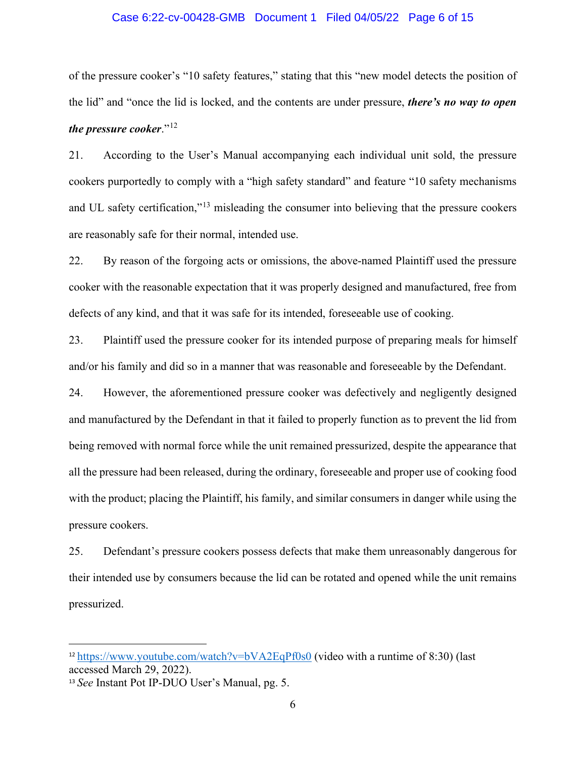of the pressure cooker's "10 safety features," stating that this "new model detects the position of the lid" and "once the lid is locked, and the contents are under pressure, ***there's no way to open the pressure cooker***."[12]

21. According to the User's Manual accompanying each individual unit sold, the pressure cookers purportedly to comply with a "high safety standard" and feature "10 safety mechanisms and UL safety certification,"[13] misleading the consumer into believing that the pressure cookers are reasonably safe for their normal, intended use.

22. By reason of the forgoing acts or omissions, the above-named Plaintiff used the pressure cooker with the reasonable expectation that it was properly designed and manufactured, free from defects of any kind, and that it was safe for its intended, foreseeable use of cooking.

23. Plaintiff used the pressure cooker for its intended purpose of preparing meals for himself and/or his family and did so in a manner that was reasonable and foreseeable by the Defendant.

24. However, the aforementioned pressure cooker was defectively and negligently designed and manufactured by the Defendant in that it failed to properly function as to prevent the lid from being removed with normal force while the unit remained pressurized, despite the appearance that all the pressure had been released, during the ordinary, foreseeable and proper use of cooking food with the product; placing the Plaintiff, his family, and similar consumers in danger while using the pressure cookers.

25. Defendant's pressure cookers possess defects that make them unreasonably dangerous for their intended use by consumers because the lid can be rotated and opened while the unit remains pressurized.

---

[12] https://www.youtube.com/watch?v=bVA2EqPf0s0 (video with a runtime of 8:30) (last accessed March 29, 2022).

[13] *See* Instant Pot IP-DUO User's Manual, pg. 5.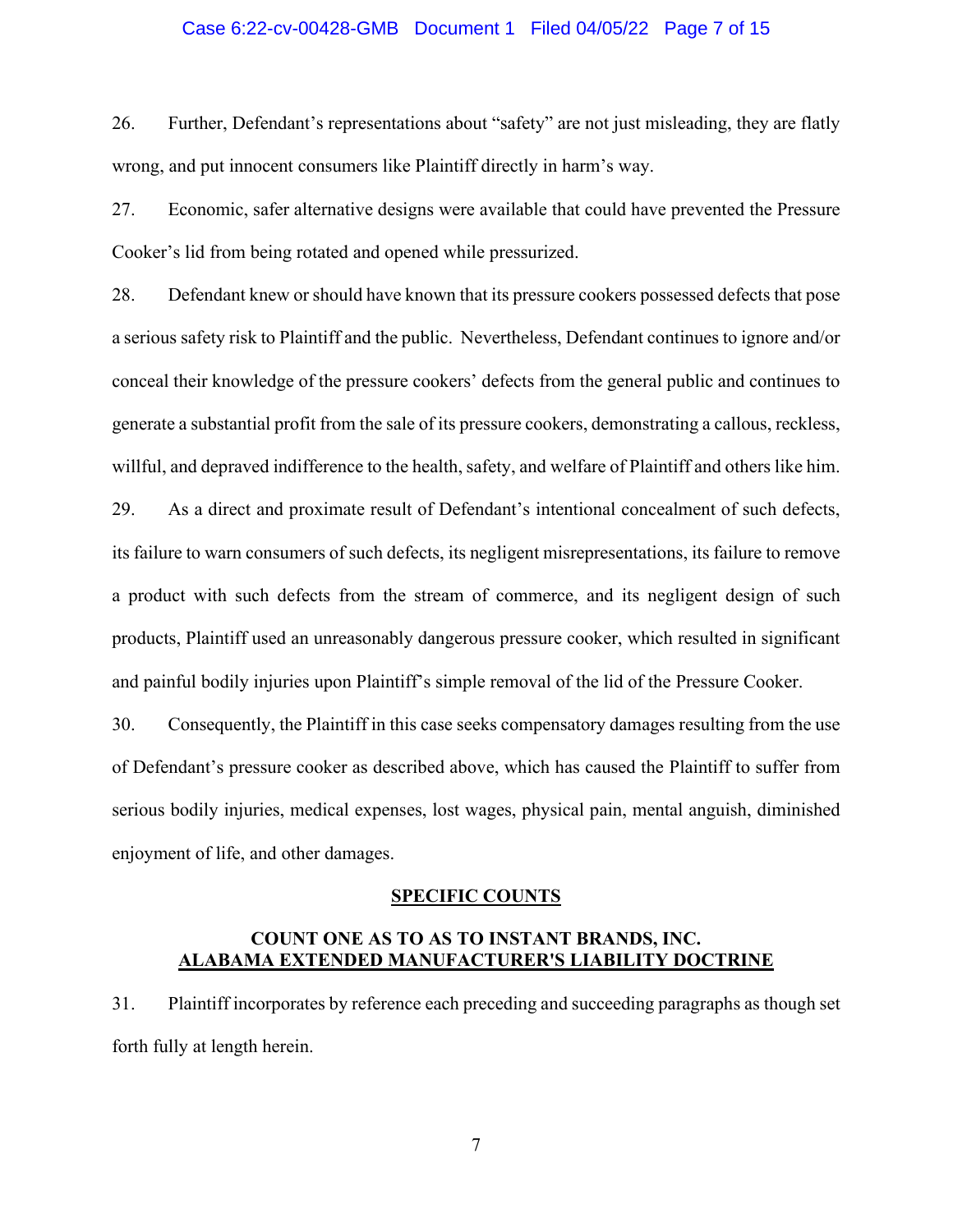26. Further, Defendant's representations about "safety" are not just misleading, they are flatly wrong, and put innocent consumers like Plaintiff directly in harm's way.

27. Economic, safer alternative designs were available that could have prevented the Pressure Cooker's lid from being rotated and opened while pressurized.

28. Defendant knew or should have known that its pressure cookers possessed defects that pose a serious safety risk to Plaintiff and the public. Nevertheless, Defendant continues to ignore and/or conceal their knowledge of the pressure cookers' defects from the general public and continues to generate a substantial profit from the sale of its pressure cookers, demonstrating a callous, reckless, willful, and depraved indifference to the health, safety, and welfare of Plaintiff and others like him.

29. As a direct and proximate result of Defendant's intentional concealment of such defects, its failure to warn consumers of such defects, its negligent misrepresentations, its failure to remove a product with such defects from the stream of commerce, and its negligent design of such products, Plaintiff used an unreasonably dangerous pressure cooker, which resulted in significant and painful bodily injuries upon Plaintiff's simple removal of the lid of the Pressure Cooker.

30. Consequently, the Plaintiff in this case seeks compensatory damages resulting from the use of Defendant's pressure cooker as described above, which has caused the Plaintiff to suffer from serious bodily injuries, medical expenses, lost wages, physical pain, mental anguish, diminished enjoyment of life, and other damages.

## SPECIFIC COUNTS

### COUNT ONE AS TO AS TO INSTANT BRANDS, INC.
### ALABAMA EXTENDED MANUFACTURER'S LIABILITY DOCTRINE

31. Plaintiff incorporates by reference each preceding and succeeding paragraphs as though set forth fully at length herein.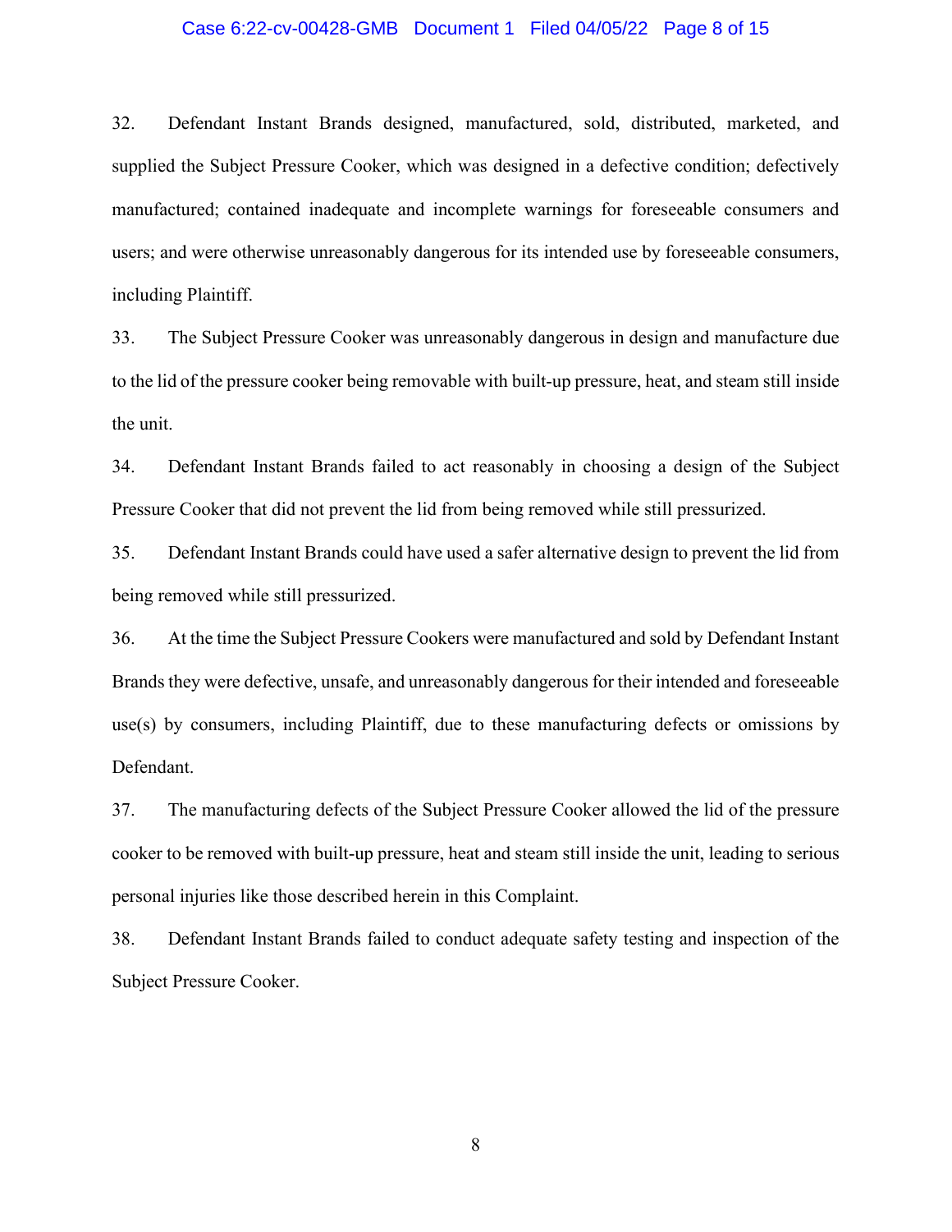32. Defendant Instant Brands designed, manufactured, sold, distributed, marketed, and supplied the Subject Pressure Cooker, which was designed in a defective condition; defectively manufactured; contained inadequate and incomplete warnings for foreseeable consumers and users; and were otherwise unreasonably dangerous for its intended use by foreseeable consumers, including Plaintiff.

33. The Subject Pressure Cooker was unreasonably dangerous in design and manufacture due to the lid of the pressure cooker being removable with built-up pressure, heat, and steam still inside the unit.

34. Defendant Instant Brands failed to act reasonably in choosing a design of the Subject Pressure Cooker that did not prevent the lid from being removed while still pressurized.

35. Defendant Instant Brands could have used a safer alternative design to prevent the lid from being removed while still pressurized.

36. At the time the Subject Pressure Cookers were manufactured and sold by Defendant Instant Brands they were defective, unsafe, and unreasonably dangerous for their intended and foreseeable use(s) by consumers, including Plaintiff, due to these manufacturing defects or omissions by Defendant.

37. The manufacturing defects of the Subject Pressure Cooker allowed the lid of the pressure cooker to be removed with built-up pressure, heat and steam still inside the unit, leading to serious personal injuries like those described herein in this Complaint.

38. Defendant Instant Brands failed to conduct adequate safety testing and inspection of the Subject Pressure Cooker.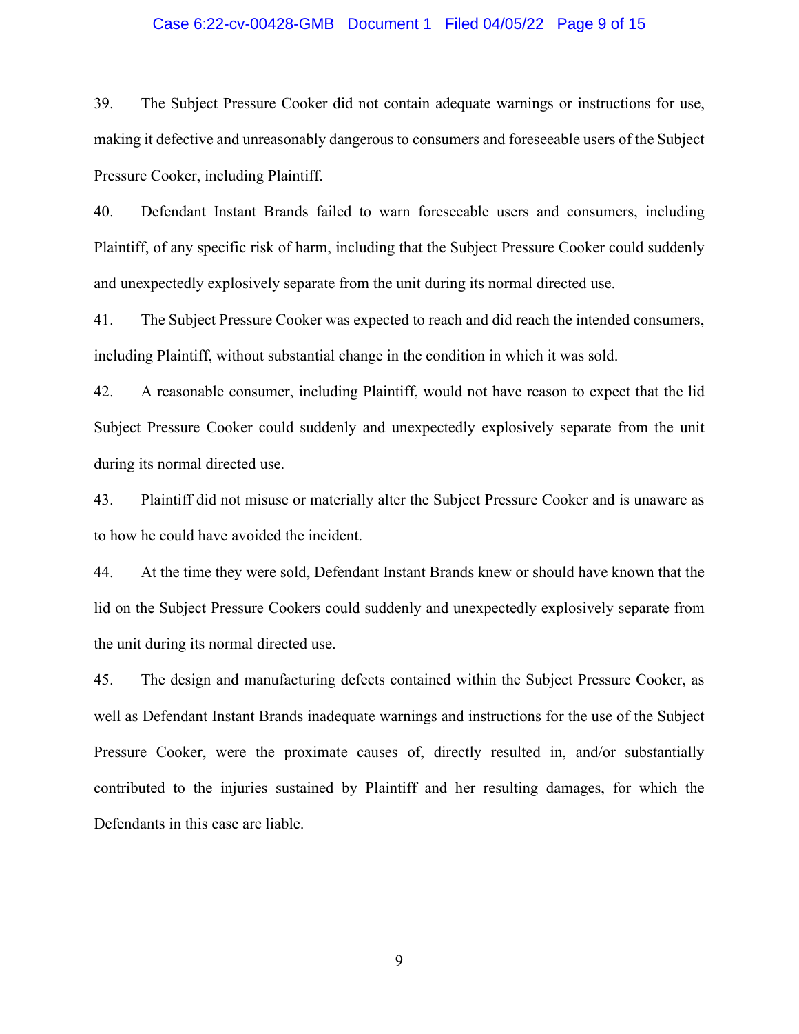39. The Subject Pressure Cooker did not contain adequate warnings or instructions for use, making it defective and unreasonably dangerous to consumers and foreseeable users of the Subject Pressure Cooker, including Plaintiff.

40. Defendant Instant Brands failed to warn foreseeable users and consumers, including Plaintiff, of any specific risk of harm, including that the Subject Pressure Cooker could suddenly and unexpectedly explosively separate from the unit during its normal directed use.

41. The Subject Pressure Cooker was expected to reach and did reach the intended consumers, including Plaintiff, without substantial change in the condition in which it was sold.

42. A reasonable consumer, including Plaintiff, would not have reason to expect that the lid Subject Pressure Cooker could suddenly and unexpectedly explosively separate from the unit during its normal directed use.

43. Plaintiff did not misuse or materially alter the Subject Pressure Cooker and is unaware as to how he could have avoided the incident.

44. At the time they were sold, Defendant Instant Brands knew or should have known that the lid on the Subject Pressure Cookers could suddenly and unexpectedly explosively separate from the unit during its normal directed use.

45. The design and manufacturing defects contained within the Subject Pressure Cooker, as well as Defendant Instant Brands inadequate warnings and instructions for the use of the Subject Pressure Cooker, were the proximate causes of, directly resulted in, and/or substantially contributed to the injuries sustained by Plaintiff and her resulting damages, for which the Defendants in this case are liable.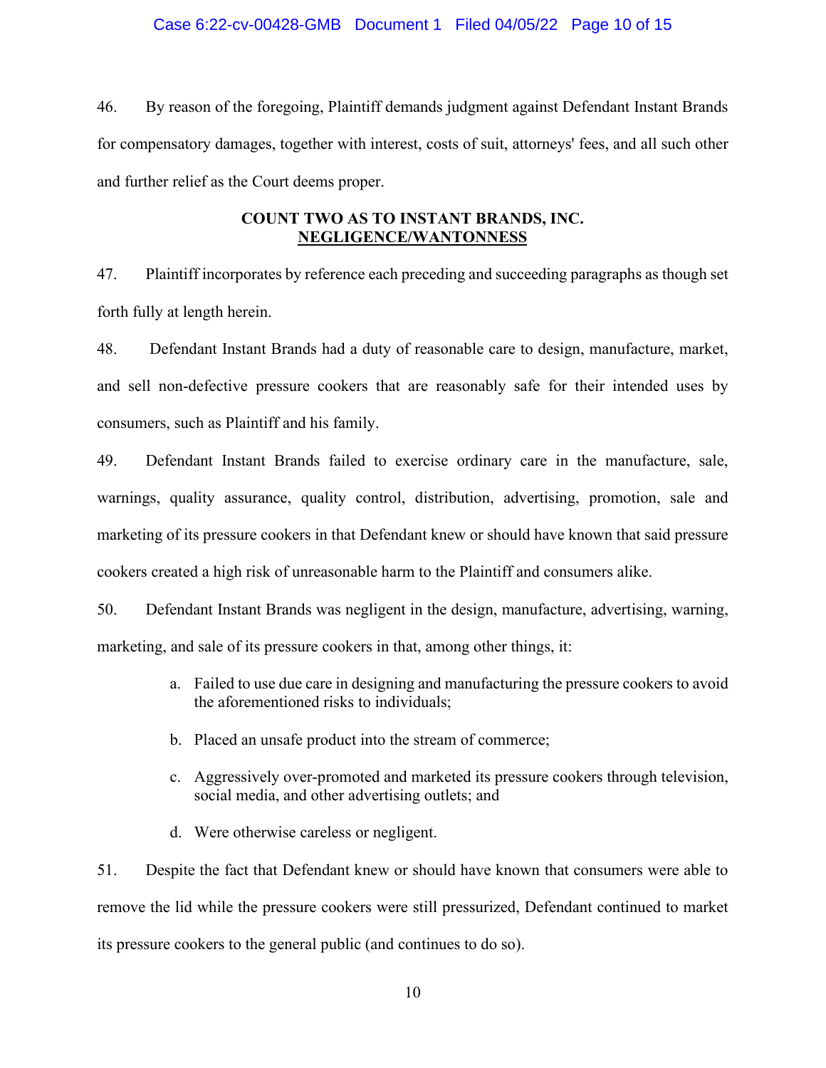46. By reason of the foregoing, Plaintiff demands judgment against Defendant Instant Brands for compensatory damages, together with interest, costs of suit, attorneys' fees, and all such other and further relief as the Court deems proper.

## COUNT TWO AS TO INSTANT BRANDS, INC. NEGLIGENCE/WANTONNESS

47. Plaintiff incorporates by reference each preceding and succeeding paragraphs as though set forth fully at length herein.

48. Defendant Instant Brands had a duty of reasonable care to design, manufacture, market, and sell non-defective pressure cookers that are reasonably safe for their intended uses by consumers, such as Plaintiff and his family.

49. Defendant Instant Brands failed to exercise ordinary care in the manufacture, sale, warnings, quality assurance, quality control, distribution, advertising, promotion, sale and marketing of its pressure cookers in that Defendant knew or should have known that said pressure cookers created a high risk of unreasonable harm to the Plaintiff and consumers alike.

50. Defendant Instant Brands was negligent in the design, manufacture, advertising, warning, marketing, and sale of its pressure cookers in that, among other things, it:

a. Failed to use due care in designing and manufacturing the pressure cookers to avoid the aforementioned risks to individuals;

b. Placed an unsafe product into the stream of commerce;

c. Aggressively over-promoted and marketed its pressure cookers through television, social media, and other advertising outlets; and

d. Were otherwise careless or negligent.

51. Despite the fact that Defendant knew or should have known that consumers were able to remove the lid while the pressure cookers were still pressurized, Defendant continued to market its pressure cookers to the general public (and continues to do so).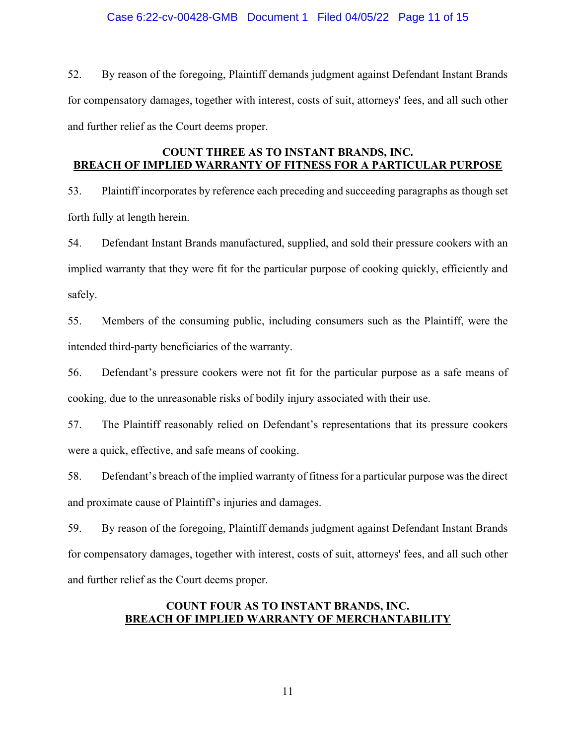52. By reason of the foregoing, Plaintiff demands judgment against Defendant Instant Brands for compensatory damages, together with interest, costs of suit, attorneys' fees, and all such other and further relief as the Court deems proper.

## COUNT THREE AS TO INSTANT BRANDS, INC. BREACH OF IMPLIED WARRANTY OF FITNESS FOR A PARTICULAR PURPOSE

53. Plaintiff incorporates by reference each preceding and succeeding paragraphs as though set forth fully at length herein.

54. Defendant Instant Brands manufactured, supplied, and sold their pressure cookers with an implied warranty that they were fit for the particular purpose of cooking quickly, efficiently and safely.

55. Members of the consuming public, including consumers such as the Plaintiff, were the intended third-party beneficiaries of the warranty.

56. Defendant's pressure cookers were not fit for the particular purpose as a safe means of cooking, due to the unreasonable risks of bodily injury associated with their use.

57. The Plaintiff reasonably relied on Defendant's representations that its pressure cookers were a quick, effective, and safe means of cooking.

58. Defendant's breach of the implied warranty of fitness for a particular purpose was the direct and proximate cause of Plaintiff's injuries and damages.

59. By reason of the foregoing, Plaintiff demands judgment against Defendant Instant Brands for compensatory damages, together with interest, costs of suit, attorneys' fees, and all such other and further relief as the Court deems proper.

## COUNT FOUR AS TO INSTANT BRANDS, INC. BREACH OF IMPLIED WARRANTY OF MERCHANTABILITY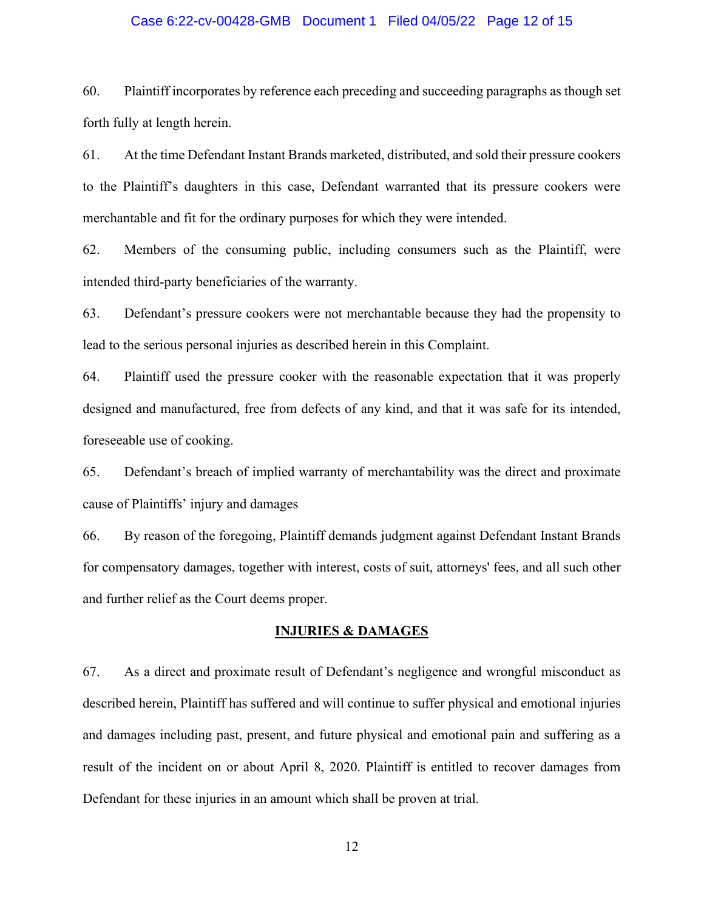60. Plaintiff incorporates by reference each preceding and succeeding paragraphs as though set forth fully at length herein.

61. At the time Defendant Instant Brands marketed, distributed, and sold their pressure cookers to the Plaintiff's daughters in this case, Defendant warranted that its pressure cookers were merchantable and fit for the ordinary purposes for which they were intended.

62. Members of the consuming public, including consumers such as the Plaintiff, were intended third-party beneficiaries of the warranty.

63. Defendant's pressure cookers were not merchantable because they had the propensity to lead to the serious personal injuries as described herein in this Complaint.

64. Plaintiff used the pressure cooker with the reasonable expectation that it was properly designed and manufactured, free from defects of any kind, and that it was safe for its intended, foreseeable use of cooking.

65. Defendant's breach of implied warranty of merchantability was the direct and proximate cause of Plaintiffs' injury and damages

66. By reason of the foregoing, Plaintiff demands judgment against Defendant Instant Brands for compensatory damages, together with interest, costs of suit, attorneys' fees, and all such other and further relief as the Court deems proper.

## INJURIES & DAMAGES

67. As a direct and proximate result of Defendant's negligence and wrongful misconduct as described herein, Plaintiff has suffered and will continue to suffer physical and emotional injuries and damages including past, present, and future physical and emotional pain and suffering as a result of the incident on or about April 8, 2020. Plaintiff is entitled to recover damages from Defendant for these injuries in an amount which shall be proven at trial.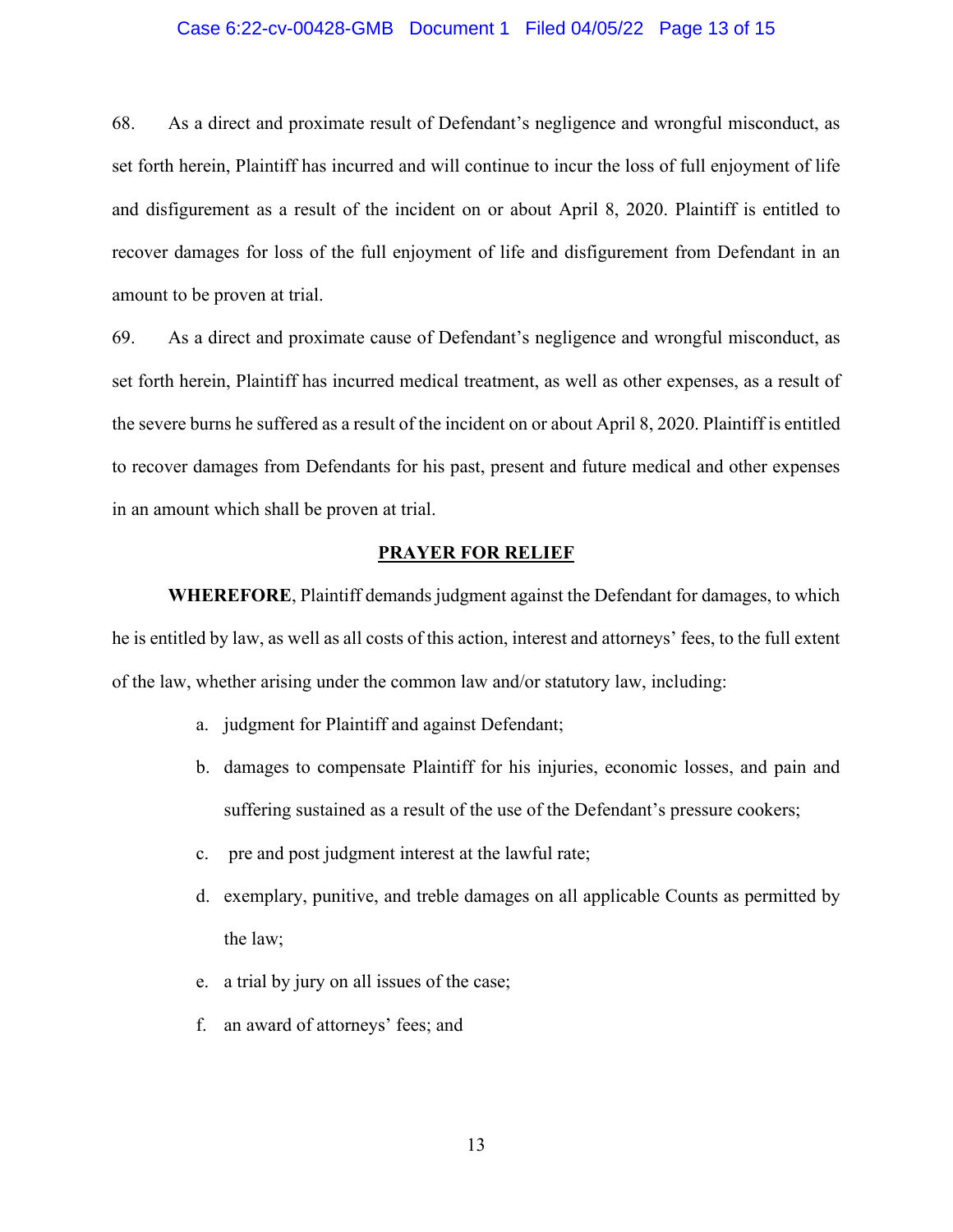68. As a direct and proximate result of Defendant's negligence and wrongful misconduct, as set forth herein, Plaintiff has incurred and will continue to incur the loss of full enjoyment of life and disfigurement as a result of the incident on or about April 8, 2020. Plaintiff is entitled to recover damages for loss of the full enjoyment of life and disfigurement from Defendant in an amount to be proven at trial.

69. As a direct and proximate cause of Defendant's negligence and wrongful misconduct, as set forth herein, Plaintiff has incurred medical treatment, as well as other expenses, as a result of the severe burns he suffered as a result of the incident on or about April 8, 2020. Plaintiff is entitled to recover damages from Defendants for his past, present and future medical and other expenses in an amount which shall be proven at trial.

## PRAYER FOR RELIEF

**WHEREFORE**, Plaintiff demands judgment against the Defendant for damages, to which he is entitled by law, as well as all costs of this action, interest and attorneys' fees, to the full extent of the law, whether arising under the common law and/or statutory law, including:

a. judgment for Plaintiff and against Defendant;

b. damages to compensate Plaintiff for his injuries, economic losses, and pain and suffering sustained as a result of the use of the Defendant's pressure cookers;

c. pre and post judgment interest at the lawful rate;

d. exemplary, punitive, and treble damages on all applicable Counts as permitted by the law;

e. a trial by jury on all issues of the case;

f. an award of attorneys' fees; and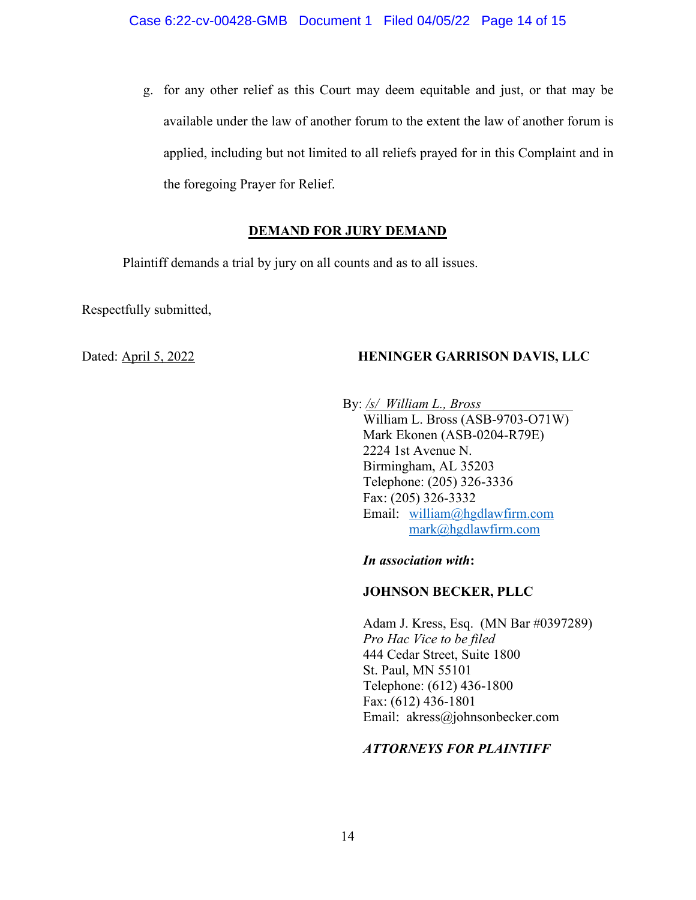g. for any other relief as this Court may deem equitable and just, or that may be available under the law of another forum to the extent the law of another forum is applied, including but not limited to all reliefs prayed for in this Complaint and in the foregoing Prayer for Relief.

## DEMAND FOR JURY DEMAND

Plaintiff demands a trial by jury on all counts and as to all issues.

Respectfully submitted,

Dated: April 5, 2022

**HENINGER GARRISON DAVIS, LLC**

By: */s/ William L., Bross*
William L. Bross (ASB-9703-O71W)
Mark Ekonen (ASB-0204-R79E)
2224 1st Avenue N.
Birmingham, AL 35203
Telephone: (205) 326-3336
Fax: (205) 326-3332
Email: william@hgdlawfirm.com
mark@hgdlawfirm.com

***In association with*:**

**JOHNSON BECKER, PLLC**

Adam J. Kress, Esq. (MN Bar #0397289)
*Pro Hac Vice to be filed*
444 Cedar Street, Suite 1800
St. Paul, MN 55101
Telephone: (612) 436-1800
Fax: (612) 436-1801
Email: akress@johnsonbecker.com

***ATTORNEYS FOR PLAINTIFF***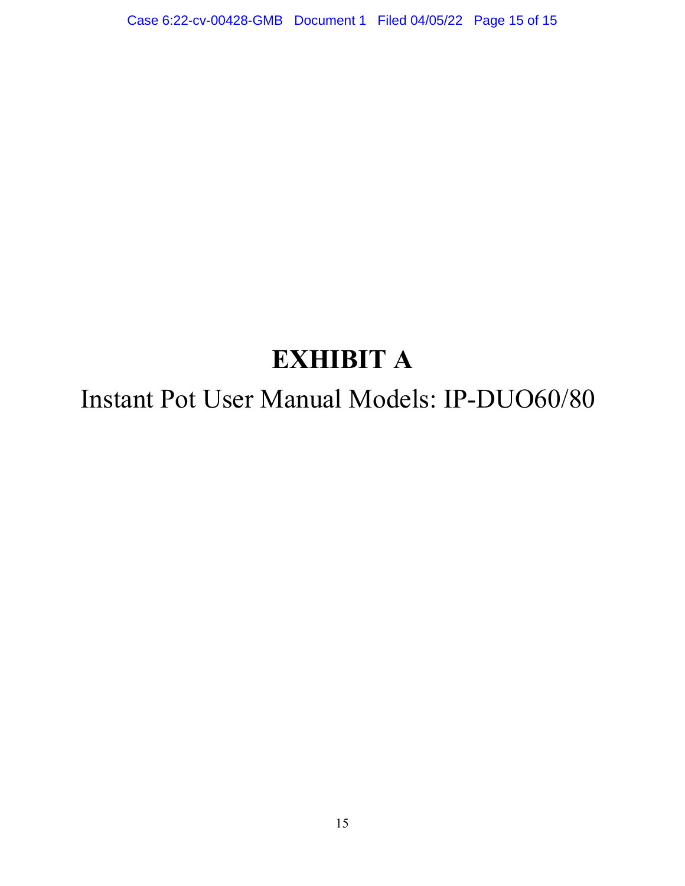# EXHIBIT A

Instant Pot User Manual Models: IP-DUO60/80